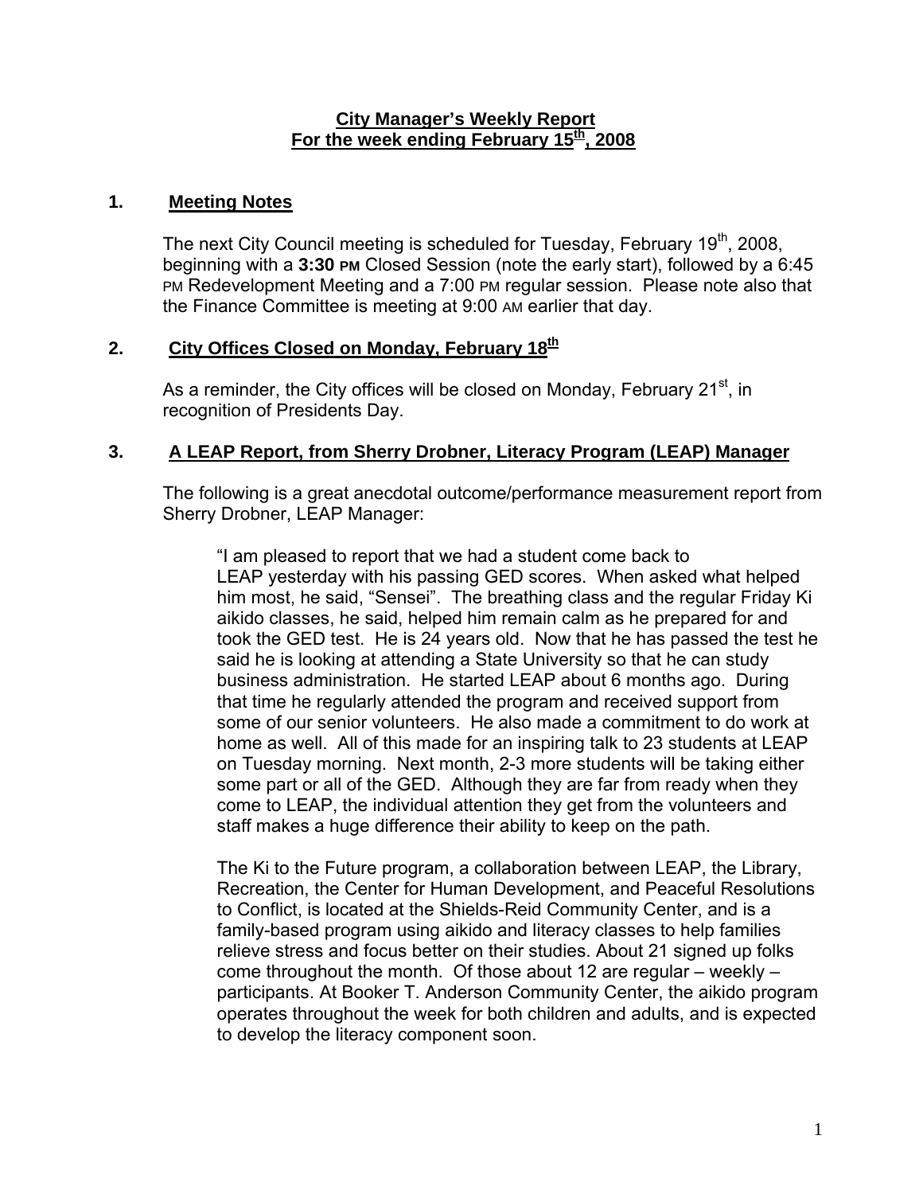# City Manager's Weekly Report
## For the week ending February 15th, 2008

### 1. Meeting Notes

The next City Council meeting is scheduled for Tuesday, February 19th, 2008, beginning with a **3:30 PM** Closed Session (note the early start), followed by a 6:45 PM Redevelopment Meeting and a 7:00 PM regular session. Please note also that the Finance Committee is meeting at 9:00 AM earlier that day.

### 2. City Offices Closed on Monday, February 18th

As a reminder, the City offices will be closed on Monday, February 21st, in recognition of Presidents Day.

### 3. A LEAP Report, from Sherry Drobner, Literacy Program (LEAP) Manager

The following is a great anecdotal outcome/performance measurement report from Sherry Drobner, LEAP Manager:

> "I am pleased to report that we had a student come back to LEAP yesterday with his passing GED scores. When asked what helped him most, he said, "Sensei". The breathing class and the regular Friday Ki aikido classes, he said, helped him remain calm as he prepared for and took the GED test. He is 24 years old. Now that he has passed the test he said he is looking at attending a State University so that he can study business administration. He started LEAP about 6 months ago. During that time he regularly attended the program and received support from some of our senior volunteers. He also made a commitment to do work at home as well. All of this made for an inspiring talk to 23 students at LEAP on Tuesday morning. Next month, 2-3 more students will be taking either some part or all of the GED. Although they are far from ready when they come to LEAP, the individual attention they get from the volunteers and staff makes a huge difference their ability to keep on the path.
>
> The Ki to the Future program, a collaboration between LEAP, the Library, Recreation, the Center for Human Development, and Peaceful Resolutions to Conflict, is located at the Shields-Reid Community Center, and is a family-based program using aikido and literacy classes to help families relieve stress and focus better on their studies. About 21 signed up folks come throughout the month. Of those about 12 are regular – weekly – participants. At Booker T. Anderson Community Center, the aikido program operates throughout the week for both children and adults, and is expected to develop the literacy component soon.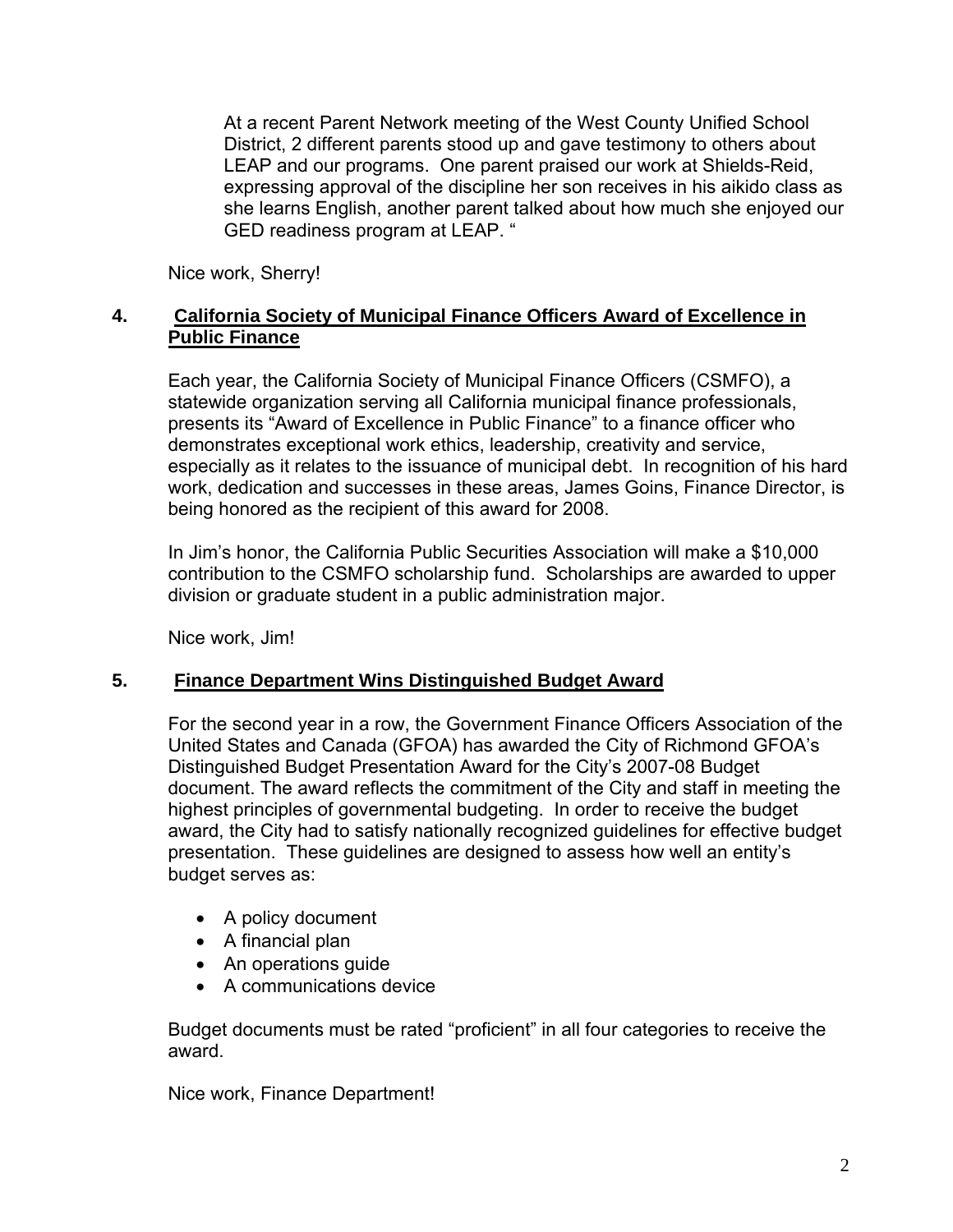> At a recent Parent Network meeting of the West County Unified School District, 2 different parents stood up and gave testimony to others about LEAP and our programs. One parent praised our work at Shields-Reid, expressing approval of the discipline her son receives in his aikido class as she learns English, another parent talked about how much she enjoyed our GED readiness program at LEAP. "

Nice work, Sherry!

### 4. California Society of Municipal Finance Officers Award of Excellence in Public Finance

Each year, the California Society of Municipal Finance Officers (CSMFO), a statewide organization serving all California municipal finance professionals, presents its "Award of Excellence in Public Finance" to a finance officer who demonstrates exceptional work ethics, leadership, creativity and service, especially as it relates to the issuance of municipal debt. In recognition of his hard work, dedication and successes in these areas, James Goins, Finance Director, is being honored as the recipient of this award for 2008.

In Jim's honor, the California Public Securities Association will make a $10,000 contribution to the CSMFO scholarship fund. Scholarships are awarded to upper division or graduate student in a public administration major.

Nice work, Jim!

### 5. Finance Department Wins Distinguished Budget Award

For the second year in a row, the Government Finance Officers Association of the United States and Canada (GFOA) has awarded the City of Richmond GFOA's Distinguished Budget Presentation Award for the City's 2007-08 Budget document. The award reflects the commitment of the City and staff in meeting the highest principles of governmental budgeting. In order to receive the budget award, the City had to satisfy nationally recognized guidelines for effective budget presentation. These guidelines are designed to assess how well an entity's budget serves as:

- A policy document
- A financial plan
- An operations guide
- A communications device

Budget documents must be rated "proficient" in all four categories to receive the award.

Nice work, Finance Department!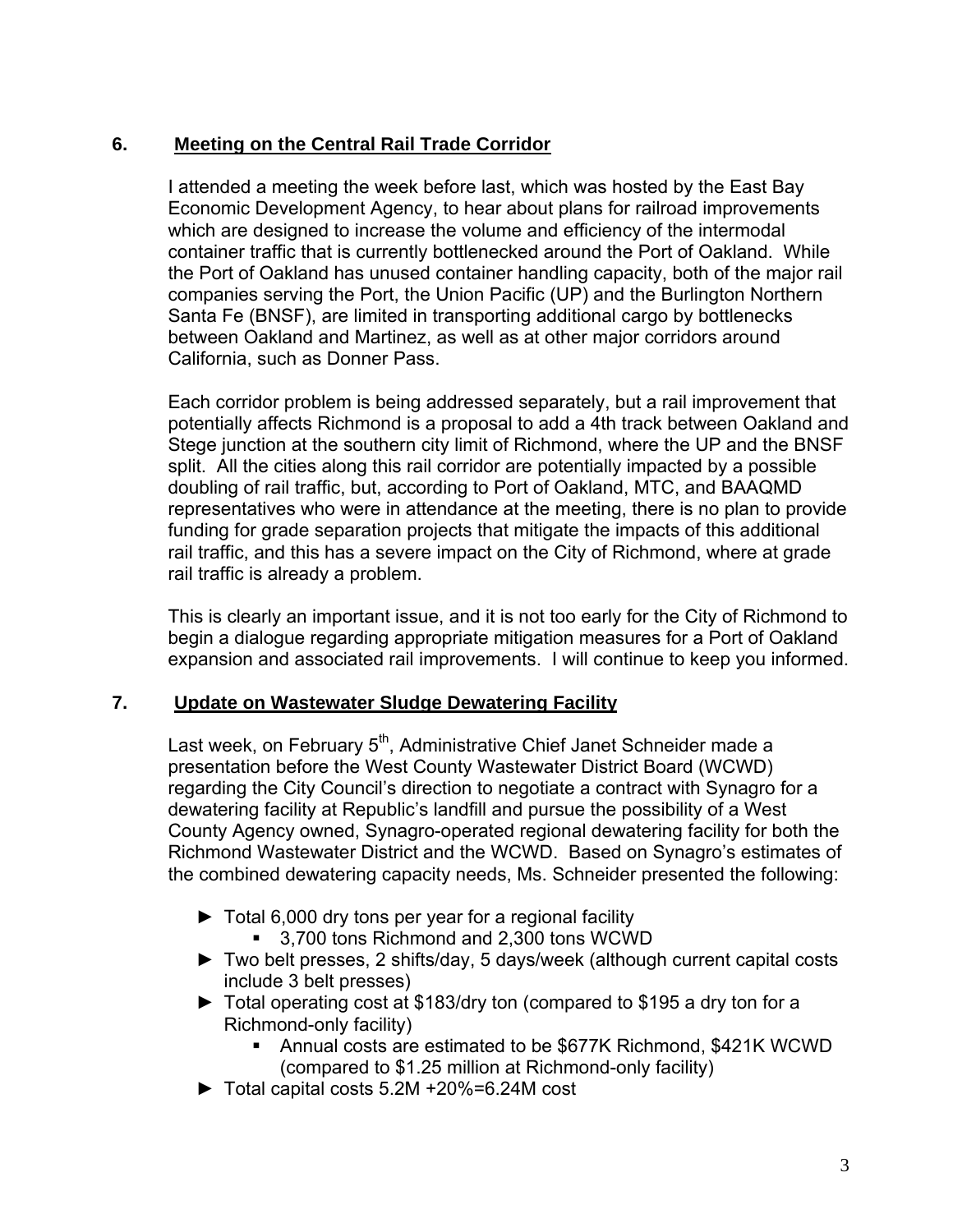## 6. Meeting on the Central Rail Trade Corridor

I attended a meeting the week before last, which was hosted by the East Bay Economic Development Agency, to hear about plans for railroad improvements which are designed to increase the volume and efficiency of the intermodal container traffic that is currently bottlenecked around the Port of Oakland. While the Port of Oakland has unused container handling capacity, both of the major rail companies serving the Port, the Union Pacific (UP) and the Burlington Northern Santa Fe (BNSF), are limited in transporting additional cargo by bottlenecks between Oakland and Martinez, as well as at other major corridors around California, such as Donner Pass.

Each corridor problem is being addressed separately, but a rail improvement that potentially affects Richmond is a proposal to add a 4th track between Oakland and Stege junction at the southern city limit of Richmond, where the UP and the BNSF split. All the cities along this rail corridor are potentially impacted by a possible doubling of rail traffic, but, according to Port of Oakland, MTC, and BAAQMD representatives who were in attendance at the meeting, there is no plan to provide funding for grade separation projects that mitigate the impacts of this additional rail traffic, and this has a severe impact on the City of Richmond, where at grade rail traffic is already a problem.

This is clearly an important issue, and it is not too early for the City of Richmond to begin a dialogue regarding appropriate mitigation measures for a Port of Oakland expansion and associated rail improvements. I will continue to keep you informed.

## 7. Update on Wastewater Sludge Dewatering Facility

Last week, on February 5th, Administrative Chief Janet Schneider made a presentation before the West County Wastewater District Board (WCWD) regarding the City Council's direction to negotiate a contract with Synagro for a dewatering facility at Republic's landfill and pursue the possibility of a West County Agency owned, Synagro-operated regional dewatering facility for both the Richmond Wastewater District and the WCWD. Based on Synagro's estimates of the combined dewatering capacity needs, Ms. Schneider presented the following:

- ► Total 6,000 dry tons per year for a regional facility
  - 3,700 tons Richmond and 2,300 tons WCWD
- ► Two belt presses, 2 shifts/day, 5 days/week (although current capital costs include 3 belt presses)
- ► Total operating cost at $183/dry ton (compared to $195 a dry ton for a Richmond-only facility)
  - Annual costs are estimated to be $677K Richmond, $421K WCWD (compared to $1.25 million at Richmond-only facility)
- ► Total capital costs 5.2M +20%=6.24M cost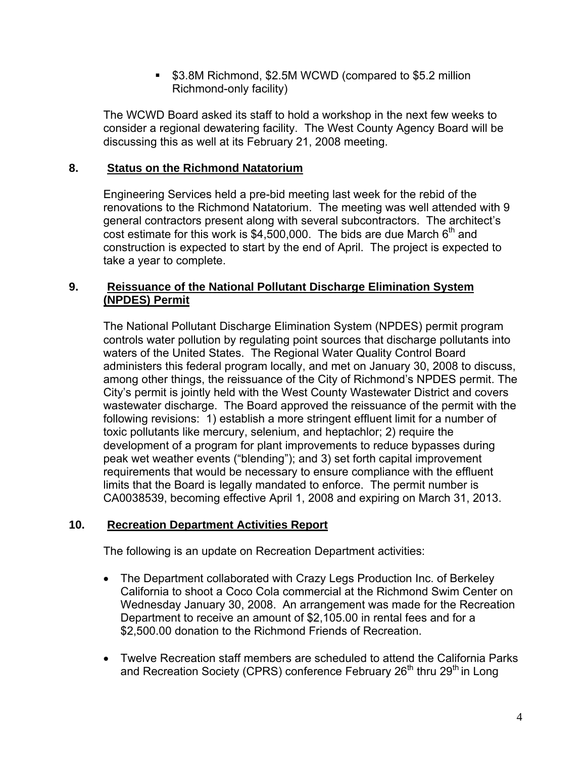- $3.8M Richmond, $2.5M WCWD (compared to $5.2 million Richmond-only facility)

The WCWD Board asked its staff to hold a workshop in the next few weeks to consider a regional dewatering facility. The West County Agency Board will be discussing this as well at its February 21, 2008 meeting.

## 8. Status on the Richmond Natatorium

Engineering Services held a pre-bid meeting last week for the rebid of the renovations to the Richmond Natatorium. The meeting was well attended with 9 general contractors present along with several subcontractors. The architect's cost estimate for this work is $4,500,000. The bids are due March 6th and construction is expected to start by the end of April. The project is expected to take a year to complete.

## 9. Reissuance of the National Pollutant Discharge Elimination System (NPDES) Permit

The National Pollutant Discharge Elimination System (NPDES) permit program controls water pollution by regulating point sources that discharge pollutants into waters of the United States. The Regional Water Quality Control Board administers this federal program locally, and met on January 30, 2008 to discuss, among other things, the reissuance of the City of Richmond's NPDES permit. The City's permit is jointly held with the West County Wastewater District and covers wastewater discharge. The Board approved the reissuance of the permit with the following revisions: 1) establish a more stringent effluent limit for a number of toxic pollutants like mercury, selenium, and heptachlor; 2) require the development of a program for plant improvements to reduce bypasses during peak wet weather events ("blending"); and 3) set forth capital improvement requirements that would be necessary to ensure compliance with the effluent limits that the Board is legally mandated to enforce. The permit number is CA0038539, becoming effective April 1, 2008 and expiring on March 31, 2013.

## 10. Recreation Department Activities Report

The following is an update on Recreation Department activities:

- The Department collaborated with Crazy Legs Production Inc. of Berkeley California to shoot a Coco Cola commercial at the Richmond Swim Center on Wednesday January 30, 2008. An arrangement was made for the Recreation Department to receive an amount of $2,105.00 in rental fees and for a $2,500.00 donation to the Richmond Friends of Recreation.

- Twelve Recreation staff members are scheduled to attend the California Parks and Recreation Society (CPRS) conference February 26th thru 29th in Long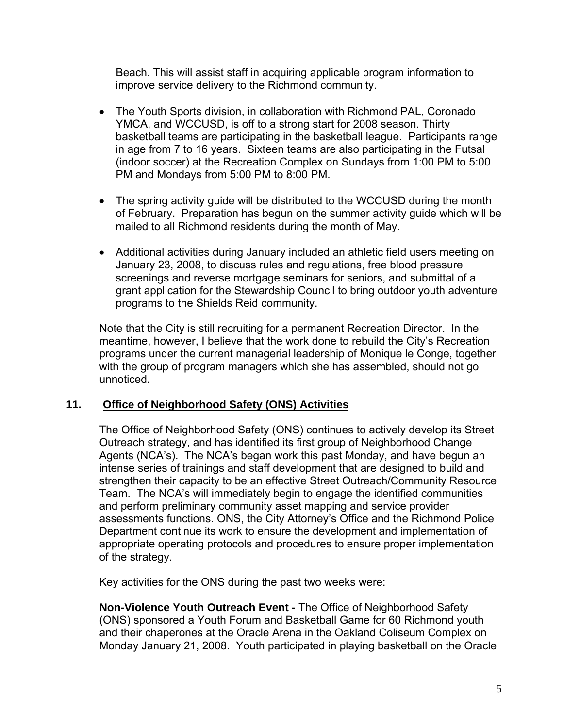Beach. This will assist staff in acquiring applicable program information to improve service delivery to the Richmond community.

- The Youth Sports division, in collaboration with Richmond PAL, Coronado YMCA, and WCCUSD, is off to a strong start for 2008 season. Thirty basketball teams are participating in the basketball league. Participants range in age from 7 to 16 years. Sixteen teams are also participating in the Futsal (indoor soccer) at the Recreation Complex on Sundays from 1:00 PM to 5:00 PM and Mondays from 5:00 PM to 8:00 PM.

- The spring activity guide will be distributed to the WCCUSD during the month of February. Preparation has begun on the summer activity guide which will be mailed to all Richmond residents during the month of May.

- Additional activities during January included an athletic field users meeting on January 23, 2008, to discuss rules and regulations, free blood pressure screenings and reverse mortgage seminars for seniors, and submittal of a grant application for the Stewardship Council to bring outdoor youth adventure programs to the Shields Reid community.

Note that the City is still recruiting for a permanent Recreation Director. In the meantime, however, I believe that the work done to rebuild the City's Recreation programs under the current managerial leadership of Monique le Conge, together with the group of program managers which she has assembled, should not go unnoticed.

## 11. Office of Neighborhood Safety (ONS) Activities

The Office of Neighborhood Safety (ONS) continues to actively develop its Street Outreach strategy, and has identified its first group of Neighborhood Change Agents (NCA's). The NCA's began work this past Monday, and have begun an intense series of trainings and staff development that are designed to build and strengthen their capacity to be an effective Street Outreach/Community Resource Team. The NCA's will immediately begin to engage the identified communities and perform preliminary community asset mapping and service provider assessments functions. ONS, the City Attorney's Office and the Richmond Police Department continue its work to ensure the development and implementation of appropriate operating protocols and procedures to ensure proper implementation of the strategy.

Key activities for the ONS during the past two weeks were:

**Non-Violence Youth Outreach Event -** The Office of Neighborhood Safety (ONS) sponsored a Youth Forum and Basketball Game for 60 Richmond youth and their chaperones at the Oracle Arena in the Oakland Coliseum Complex on Monday January 21, 2008. Youth participated in playing basketball on the Oracle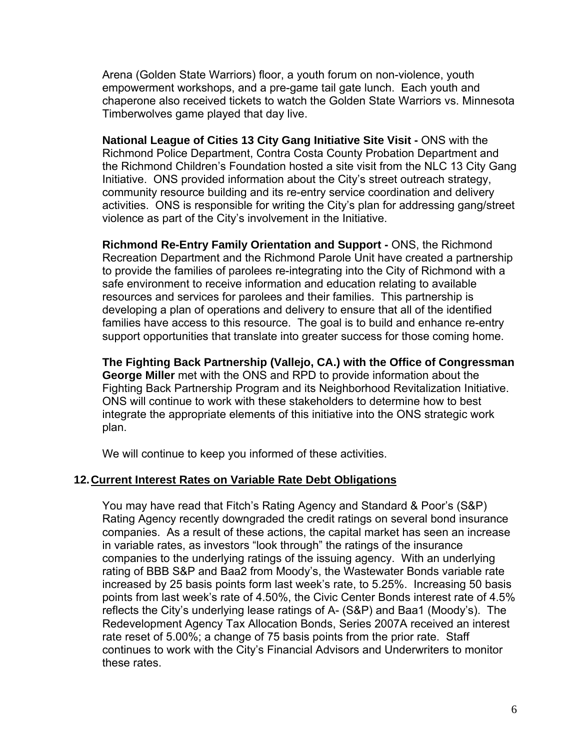Arena (Golden State Warriors) floor, a youth forum on non-violence, youth empowerment workshops, and a pre-game tail gate lunch. Each youth and chaperone also received tickets to watch the Golden State Warriors vs. Minnesota Timberwolves game played that day live.

**National League of Cities 13 City Gang Initiative Site Visit -** ONS with the Richmond Police Department, Contra Costa County Probation Department and the Richmond Children's Foundation hosted a site visit from the NLC 13 City Gang Initiative. ONS provided information about the City's street outreach strategy, community resource building and its re-entry service coordination and delivery activities. ONS is responsible for writing the City's plan for addressing gang/street violence as part of the City's involvement in the Initiative.

**Richmond Re-Entry Family Orientation and Support -** ONS, the Richmond Recreation Department and the Richmond Parole Unit have created a partnership to provide the families of parolees re-integrating into the City of Richmond with a safe environment to receive information and education relating to available resources and services for parolees and their families. This partnership is developing a plan of operations and delivery to ensure that all of the identified families have access to this resource. The goal is to build and enhance re-entry support opportunities that translate into greater success for those coming home.

**The Fighting Back Partnership (Vallejo, CA.) with the Office of Congressman George Miller** met with the ONS and RPD to provide information about the Fighting Back Partnership Program and its Neighborhood Revitalization Initiative. ONS will continue to work with these stakeholders to determine how to best integrate the appropriate elements of this initiative into the ONS strategic work plan.

We will continue to keep you informed of these activities.

## 12. Current Interest Rates on Variable Rate Debt Obligations

You may have read that Fitch's Rating Agency and Standard & Poor's (S&P) Rating Agency recently downgraded the credit ratings on several bond insurance companies. As a result of these actions, the capital market has seen an increase in variable rates, as investors "look through" the ratings of the insurance companies to the underlying ratings of the issuing agency. With an underlying rating of BBB S&P and Baa2 from Moody's, the Wastewater Bonds variable rate increased by 25 basis points form last week's rate, to 5.25%. Increasing 50 basis points from last week's rate of 4.50%, the Civic Center Bonds interest rate of 4.5% reflects the City's underlying lease ratings of A- (S&P) and Baa1 (Moody's). The Redevelopment Agency Tax Allocation Bonds, Series 2007A received an interest rate reset of 5.00%; a change of 75 basis points from the prior rate. Staff continues to work with the City's Financial Advisors and Underwriters to monitor these rates.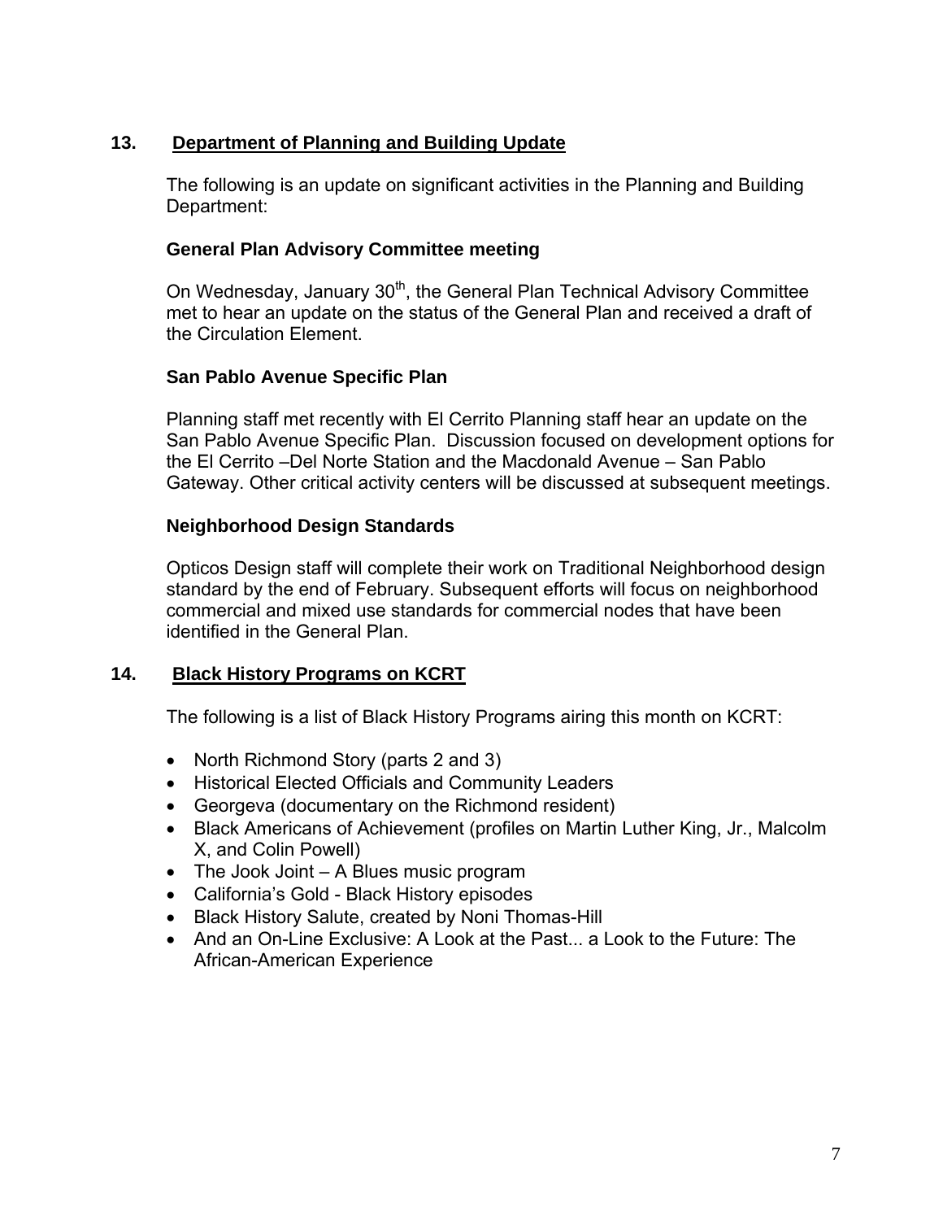## 13. Department of Planning and Building Update

The following is an update on significant activities in the Planning and Building Department:

### General Plan Advisory Committee meeting

On Wednesday, January 30th, the General Plan Technical Advisory Committee met to hear an update on the status of the General Plan and received a draft of the Circulation Element.

### San Pablo Avenue Specific Plan

Planning staff met recently with El Cerrito Planning staff hear an update on the San Pablo Avenue Specific Plan. Discussion focused on development options for the El Cerrito –Del Norte Station and the Macdonald Avenue – San Pablo Gateway. Other critical activity centers will be discussed at subsequent meetings.

### Neighborhood Design Standards

Opticos Design staff will complete their work on Traditional Neighborhood design standard by the end of February. Subsequent efforts will focus on neighborhood commercial and mixed use standards for commercial nodes that have been identified in the General Plan.

## 14. Black History Programs on KCRT

The following is a list of Black History Programs airing this month on KCRT:

- North Richmond Story (parts 2 and 3)
- Historical Elected Officials and Community Leaders
- Georgeva (documentary on the Richmond resident)
- Black Americans of Achievement (profiles on Martin Luther King, Jr., Malcolm X, and Colin Powell)
- The Jook Joint – A Blues music program
- California's Gold - Black History episodes
- Black History Salute, created by Noni Thomas-Hill
- And an On-Line Exclusive: A Look at the Past... a Look to the Future: The African-American Experience